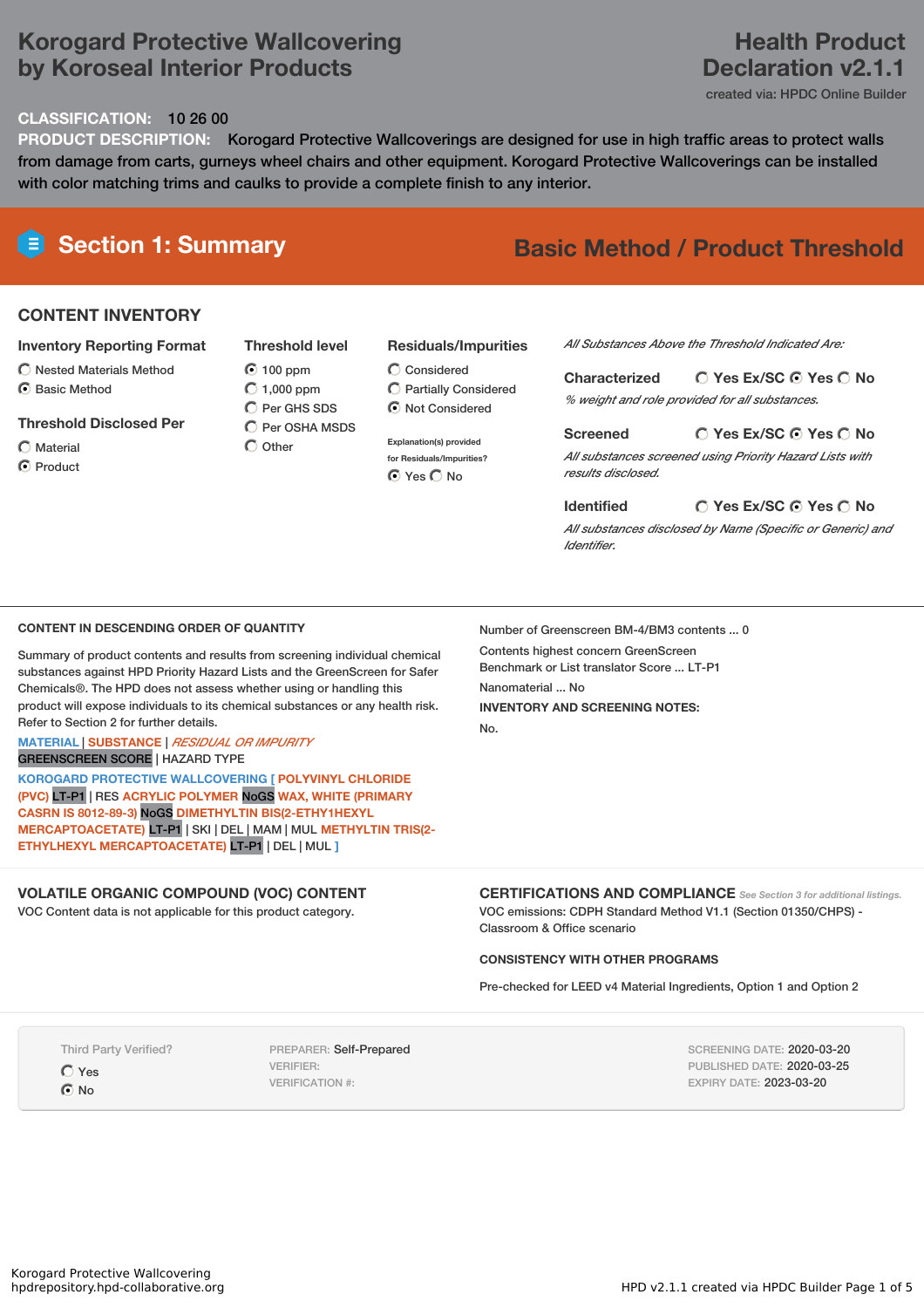# Korogard Protective Wallcovering by Koroseal Interior Products

# Health Product Declaration v2.1.1

created via: HPDC Online Builder

**CLASSIFICATION:** 10 26 00

**PRODUCT DESCRIPTION:** Korogard Protective Wallcoverings are designed for use in high traffic areas to protect walls from damage from carts, gurneys wheel chairs and other equipment. Korogard Protective Wallcoverings can be installed with color matching trims and caulks to provide a complete finish to any interior.

## Section 1: Summary

## Basic Method / Product Threshold

### CONTENT INVENTORY

**Inventory Reporting Format**

- ○ Nested Materials Method
- ◉ Basic Method

**Threshold Disclosed Per**

- ○ Material
- ◉ Product

**Threshold level**

- ◉ 100 ppm
- ○ 1,000 ppm
- ○ Per GHS SDS
- ○ Per OSHA MSDS
- ○ Other

**Residuals/Impurities**

- ○ Considered
- ○ Partially Considered
- ◉ Not Considered

Explanation(s) provided for Residuals/Impurities?

◉ Yes ○ No

*All Substances Above the Threshold Indicated Are:*

**Characterized** ○ Yes Ex/SC ◉ Yes ○ No

*% weight and role provided for all substances.*

**Screened** ○ Yes Ex/SC ◉ Yes ○ No

*All substances screened using Priority Hazard Lists with results disclosed.*

**Identified** ○ Yes Ex/SC ◉ Yes ○ No

*All substances disclosed by Name (Specific or Generic) and Identifier.*

### CONTENT IN DESCENDING ORDER OF QUANTITY

Summary of product contents and results from screening individual chemical substances against HPD Priority Hazard Lists and the GreenScreen for Safer Chemicals®. The HPD does not assess whether using or handling this product will expose individuals to its chemical substances or any health risk. Refer to Section 2 for further details.

MATERIAL | SUBSTANCE | *RESIDUAL OR IMPURITY*
GREENSCREEN SCORE | HAZARD TYPE

**KOROGARD PROTECTIVE WALLCOVERING [ POLYVINYL CHLORIDE (PVC)** LT-P1 | RES **ACRYLIC POLYMER** NoGS **WAX, WHITE (PRIMARY CASRN IS 8012-89-3)** NoGS **DIMETHYLTIN BIS(2-ETHY1HEXYL MERCAPTOACETATE)** LT-P1 | SKI | DEL | MAM | MUL **METHYLTIN TRIS(2-ETHYLHEXYL MERCAPTOACETATE)** LT-P1 | DEL | MUL **]**

Number of Greenscreen BM-4/BM3 contents ... 0

Contents highest concern GreenScreen Benchmark or List translator Score ... LT-P1

Nanomaterial ... No

**INVENTORY AND SCREENING NOTES:**

No.

### VOLATILE ORGANIC COMPOUND (VOC) CONTENT

VOC Content data is not applicable for this product category.

### CERTIFICATIONS AND COMPLIANCE

*See Section 3 for additional listings.*

VOC emissions: CDPH Standard Method V1.1 (Section 01350/CHPS) - Classroom & Office scenario

**CONSISTENCY WITH OTHER PROGRAMS**

Pre-checked for LEED v4 Material Ingredients, Option 1 and Option 2

Third Party Verified?

- ○ Yes
- ◉ No

PREPARER: Self-Prepared
VERIFIER:
VERIFICATION #:

SCREENING DATE: 2020-03-20
PUBLISHED DATE: 2020-03-25
EXPIRY DATE: 2023-03-20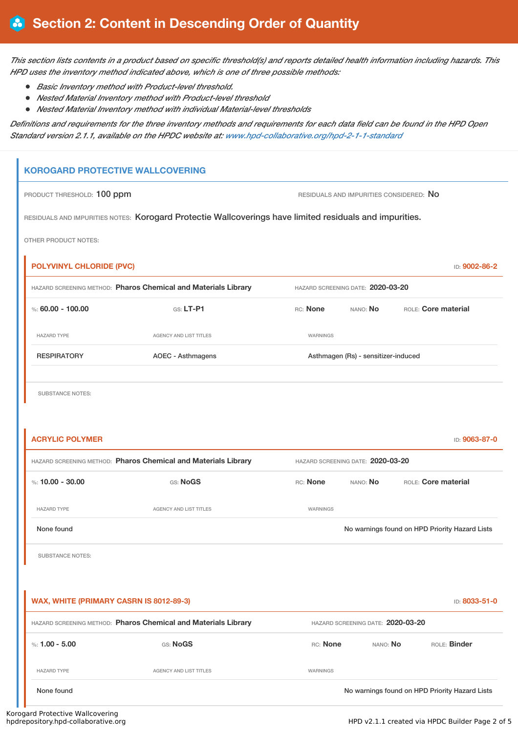# Section 2: Content in Descending Order of Quantity

*This section lists contents in a product based on specific threshold(s) and reports detailed health information including hazards. This HPD uses the inventory method indicated above, which is one of three possible methods:*

- *Basic Inventory method with Product-level threshold.*
- *Nested Material Inventory method with Product-level threshold*
- *Nested Material Inventory method with individual Material-level thresholds*

*Definitions and requirements for the three inventory methods and requirements for each data field can be found in the HPD Open Standard version 2.1.1, available on the HPDC website at: www.hpd-collaborative.org/hpd-2-1-1-standard*

## KOROGARD PROTECTIVE WALLCOVERING

PRODUCT THRESHOLD: 100 ppm

RESIDUALS AND IMPURITIES CONSIDERED: No

RESIDUALS AND IMPURITIES NOTES: Korogard Protectie Wallcoverings have limited residuals and impurities.

OTHER PRODUCT NOTES:

### POLYVINYL CHLORIDE (PVC)

ID: 9002-86-2

HAZARD SCREENING METHOD: **Pharos Chemical and Materials Library**

HAZARD SCREENING DATE: **2020-03-20**

%: **60.00 - 100.00** | GS: **LT-P1** | RC: **None** | NANO: **No** | ROLE: **Core material**

| HAZARD TYPE | AGENCY AND LIST TITLES | WARNINGS |
| --- | --- | --- |
| RESPIRATORY | AOEC - Asthmagens | Asthmagen (Rs) - sensitizer-induced |

SUBSTANCE NOTES:

### ACRYLIC POLYMER

ID: 9063-87-0

HAZARD SCREENING METHOD: **Pharos Chemical and Materials Library**

HAZARD SCREENING DATE: **2020-03-20**

%: **10.00 - 30.00** | GS: **NoGS** | RC: **None** | NANO: **No** | ROLE: **Core material**

| HAZARD TYPE | AGENCY AND LIST TITLES | WARNINGS |
| --- | --- | --- |
| None found | | No warnings found on HPD Priority Hazard Lists |

SUBSTANCE NOTES:

### WAX, WHITE (PRIMARY CASRN IS 8012-89-3)

ID: 8033-51-0

HAZARD SCREENING METHOD: **Pharos Chemical and Materials Library**

HAZARD SCREENING DATE: **2020-03-20**

%: **1.00 - 5.00** | GS: **NoGS** | RC: **None** | NANO: **No** | ROLE: **Binder**

| HAZARD TYPE | AGENCY AND LIST TITLES | WARNINGS |
| --- | --- | --- |
| None found | | No warnings found on HPD Priority Hazard Lists |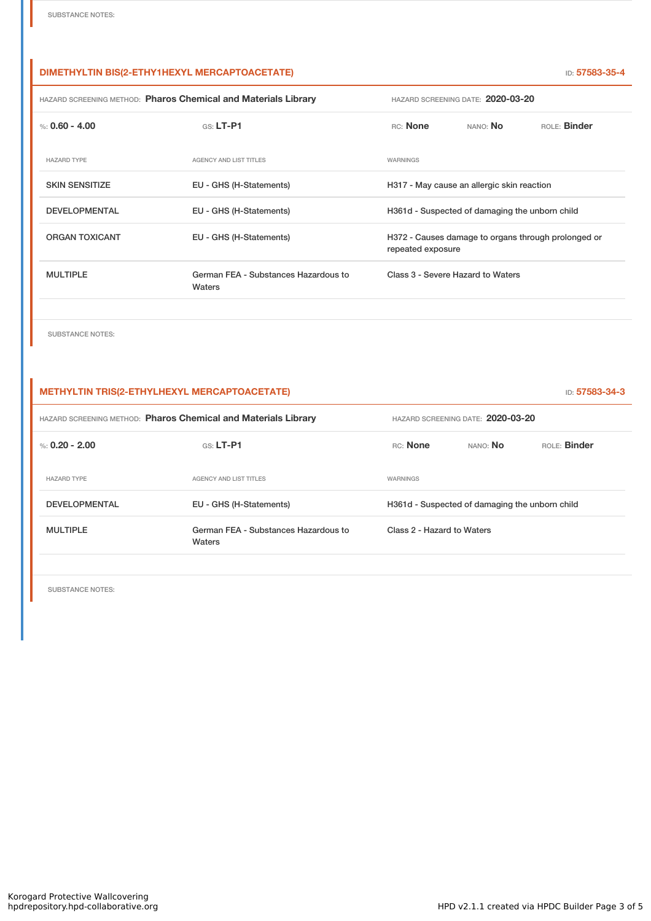SUBSTANCE NOTES:

### DIMETHYLTIN BIS(2-ETHY1HEXYL MERCAPTOACETATE)

ID: 57583-35-4

HAZARD SCREENING METHOD: **Pharos Chemical and Materials Library** HAZARD SCREENING DATE: **2020-03-20**

%: **0.60 - 4.00** GS: **LT-P1** RC: **None** NANO: **No** ROLE: **Binder**

| HAZARD TYPE | AGENCY AND LIST TITLES | WARNINGS |
| --- | --- | --- |
| SKIN SENSITIZE | EU - GHS (H-Statements) | H317 - May cause an allergic skin reaction |
| DEVELOPMENTAL | EU - GHS (H-Statements) | H361d - Suspected of damaging the unborn child |
| ORGAN TOXICANT | EU - GHS (H-Statements) | H372 - Causes damage to organs through prolonged or repeated exposure |
| MULTIPLE | German FEA - Substances Hazardous to Waters | Class 3 - Severe Hazard to Waters |

SUBSTANCE NOTES:

### METHYLTIN TRIS(2-ETHYLHEXYL MERCAPTOACETATE)

ID: 57583-34-3

HAZARD SCREENING METHOD: **Pharos Chemical and Materials Library** HAZARD SCREENING DATE: **2020-03-20**

%: **0.20 - 2.00** GS: **LT-P1** RC: **None** NANO: **No** ROLE: **Binder**

| HAZARD TYPE | AGENCY AND LIST TITLES | WARNINGS |
| --- | --- | --- |
| DEVELOPMENTAL | EU - GHS (H-Statements) | H361d - Suspected of damaging the unborn child |
| MULTIPLE | German FEA - Substances Hazardous to Waters | Class 2 - Hazard to Waters |

SUBSTANCE NOTES: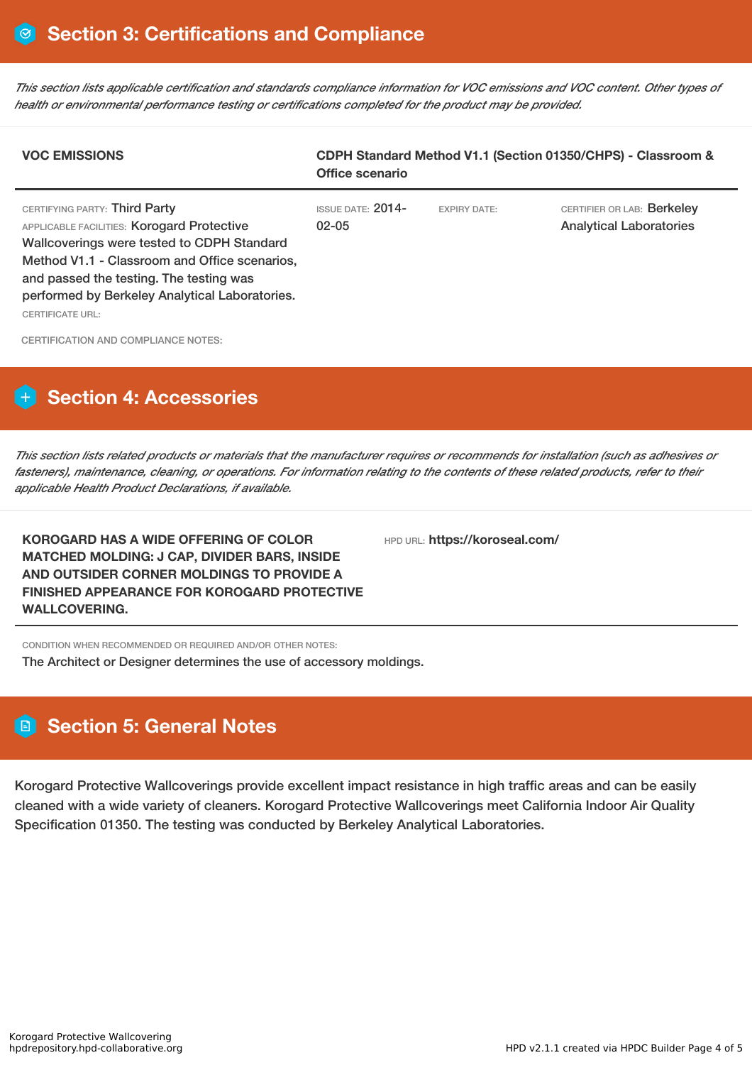## Section 3: Certifications and Compliance

*This section lists applicable certification and standards compliance information for VOC emissions and VOC content. Other types of health or environmental performance testing or certifications completed for the product may be provided.*

| **VOC EMISSIONS** | **CDPH Standard Method V1.1 (Section 01350/CHPS) - Classroom & Office scenario** | | |
|---|---|---|---|
| CERTIFYING PARTY: Third Party<br>APPLICABLE FACILITIES: Korogard Protective Wallcoverings were tested to CDPH Standard Method V1.1 - Classroom and Office scenarios, and passed the testing. The testing was performed by Berkeley Analytical Laboratories.<br>CERTIFICATE URL: | ISSUE DATE: 2014-02-05 | EXPIRY DATE: | CERTIFIER OR LAB: Berkeley Analytical Laboratories |

CERTIFICATION AND COMPLIANCE NOTES:

## Section 4: Accessories

*This section lists related products or materials that the manufacturer requires or recommends for installation (such as adhesives or fasteners), maintenance, cleaning, or operations. For information relating to the contents of these related products, refer to their applicable Health Product Declarations, if available.*

| **KOROGARD HAS A WIDE OFFERING OF COLOR MATCHED MOLDING: J CAP, DIVIDER BARS, INSIDE AND OUTSIDER CORNER MOLDINGS TO PROVIDE A FINISHED APPEARANCE FOR KOROGARD PROTECTIVE WALLCOVERING.** | HPD URL: **https://koroseal.com/** |
|---|---|

CONDITION WHEN RECOMMENDED OR REQUIRED AND/OR OTHER NOTES:
The Architect or Designer determines the use of accessory moldings.

## Section 5: General Notes

Korogard Protective Wallcoverings provide excellent impact resistance in high traffic areas and can be easily cleaned with a wide variety of cleaners. Korogard Protective Wallcoverings meet California Indoor Air Quality Specification 01350. The testing was conducted by Berkeley Analytical Laboratories.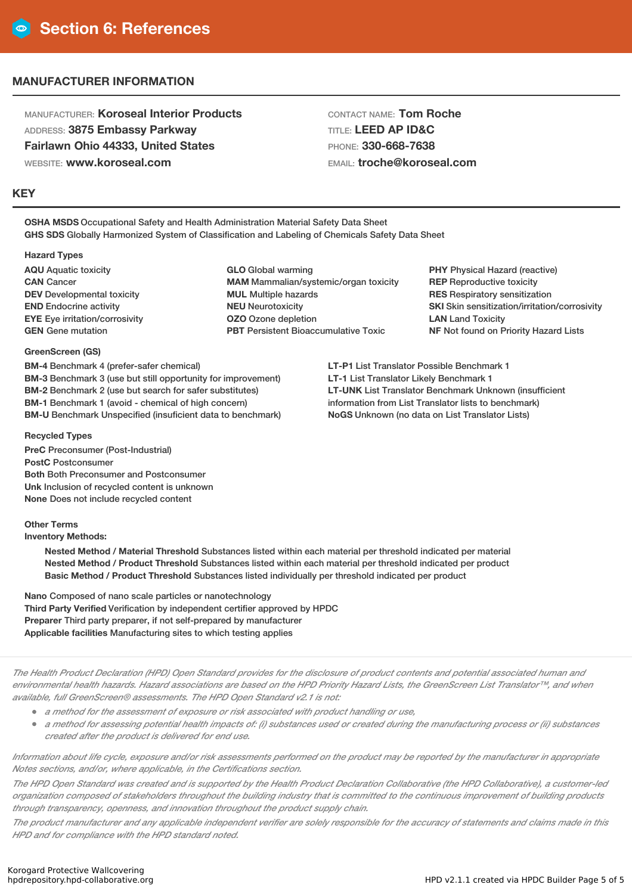# Section 6: References

## MANUFACTURER INFORMATION

MANUFACTURER: **Koroseal Interior Products**
ADDRESS: **3875 Embassy Parkway**
**Fairlawn Ohio 44333, United States**
WEBSITE: **www.koroseal.com**

CONTACT NAME: **Tom Roche**
TITLE: **LEED AP ID&C**
PHONE: **330-668-7638**
EMAIL: **troche@koroseal.com**

## KEY

**OSHA MSDS** Occupational Safety and Health Administration Material Safety Data Sheet
**GHS SDS** Globally Harmonized System of Classification and Labeling of Chemicals Safety Data Sheet

**Hazard Types**

**AQU** Aquatic toxicity
**CAN** Cancer
**DEV** Developmental toxicity
**END** Endocrine activity
**EYE** Eye irritation/corrosivity
**GEN** Gene mutation
**GLO** Global warming
**MAM** Mammalian/systemic/organ toxicity
**MUL** Multiple hazards
**NEU** Neurotoxicity
**OZO** Ozone depletion
**PBT** Persistent Bioaccumulative Toxic
**PHY** Physical Hazard (reactive)
**REP** Reproductive toxicity
**RES** Respiratory sensitization
**SKI** Skin sensitization/irritation/corrosivity
**LAN** Land Toxicity
**NF** Not found on Priority Hazard Lists

**GreenScreen (GS)**

**BM-4** Benchmark 4 (prefer-safer chemical)
**BM-3** Benchmark 3 (use but still opportunity for improvement)
**BM-2** Benchmark 2 (use but search for safer substitutes)
**BM-1** Benchmark 1 (avoid - chemical of high concern)
**BM-U** Benchmark Unspecified (insuficient data to benchmark)
**LT-P1** List Translator Possible Benchmark 1
**LT-1** List Translator Likely Benchmark 1
**LT-UNK** List Translator Benchmark Unknown (insufficient information from List Translator lists to benchmark)
**NoGS** Unknown (no data on List Translator Lists)

**Recycled Types**

**PreC** Preconsumer (Post-Industrial)
**PostC** Postconsumer
**Both** Both Preconsumer and Postconsumer
**Unk** Inclusion of recycled content is unknown
**None** Does not include recycled content

**Other Terms**
**Inventory Methods:**

- **Nested Method / Material Threshold** Substances listed within each material per threshold indicated per material
- **Nested Method / Product Threshold** Substances listed within each material per threshold indicated per product
- **Basic Method / Product Threshold** Substances listed individually per threshold indicated per product

**Nano** Composed of nano scale particles or nanotechnology
**Third Party Verified** Verification by independent certifier approved by HPDC
**Preparer** Third party preparer, if not self-prepared by manufacturer
**Applicable facilities** Manufacturing sites to which testing applies

*The Health Product Declaration (HPD) Open Standard provides for the disclosure of product contents and potential associated human and environmental health hazards. Hazard associations are based on the HPD Priority Hazard Lists, the GreenScreen List Translator™, and when available, full GreenScreen® assessments. The HPD Open Standard v2.1 is not:*

- *a method for the assessment of exposure or risk associated with product handling or use,*
- *a method for assessing potential health impacts of: (i) substances used or created during the manufacturing process or (ii) substances created after the product is delivered for end use.*

*Information about life cycle, exposure and/or risk assessments performed on the product may be reported by the manufacturer in appropriate Notes sections, and/or, where applicable, in the Certifications section.*

*The HPD Open Standard was created and is supported by the Health Product Declaration Collaborative (the HPD Collaborative), a customer-led organization composed of stakeholders throughout the building industry that is committed to the continuous improvement of building products through transparency, openness, and innovation throughout the product supply chain.*

*The product manufacturer and any applicable independent verifier are solely responsible for the accuracy of statements and claims made in this HPD and for compliance with the HPD standard noted.*